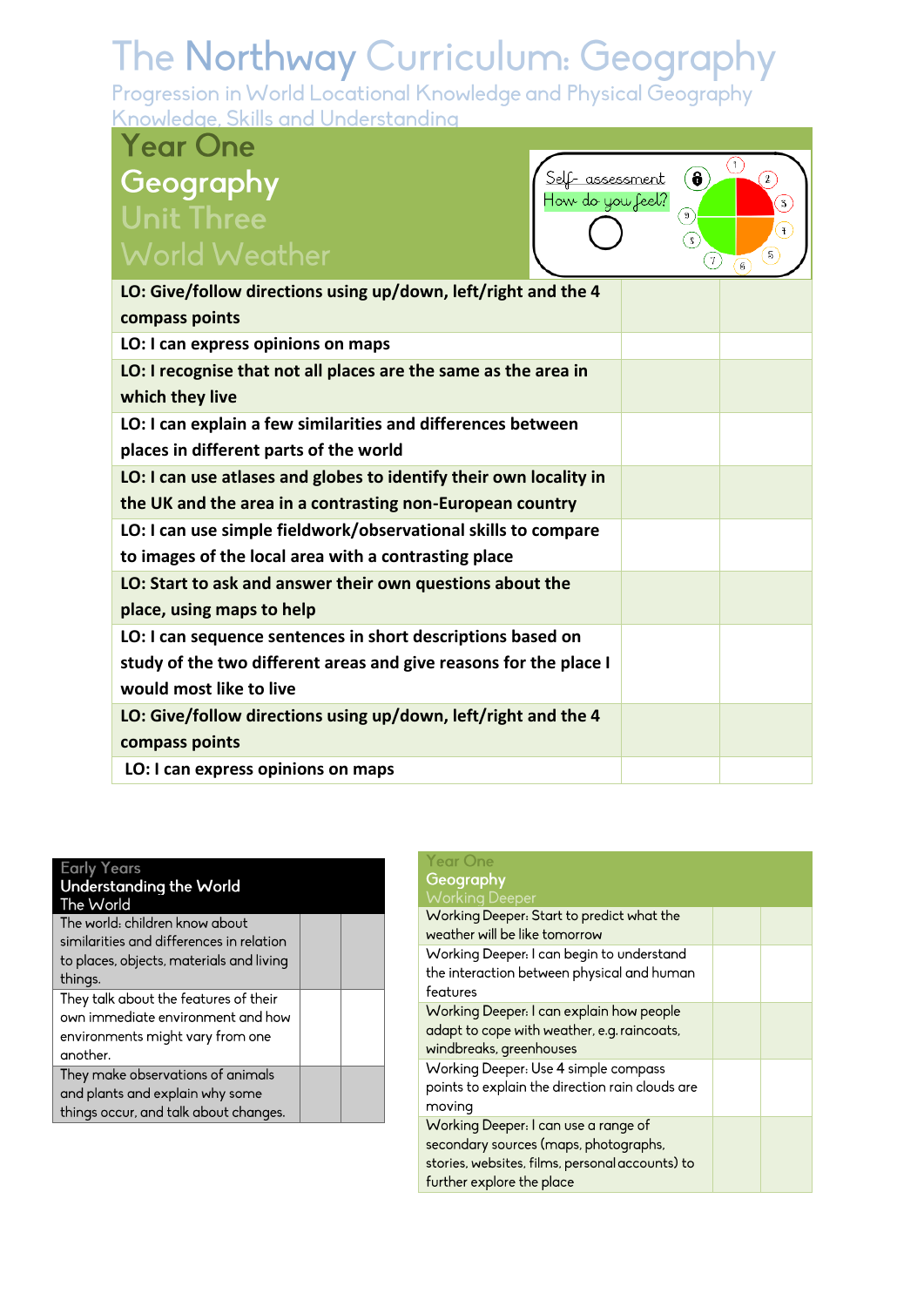# The Northway Curriculum: Geography

Progression in World Locational Knowledge and Physical Geography

Knowledge, Skills and Understanding

## Year One Geography Unit Three World Weather

Self- assessment
How do you feel?

| | | |
|---|---|---|
| **LO: Give/follow directions using up/down, left/right and the 4 compass points** | | |
| **LO: I can express opinions on maps** | | |
| **LO: I recognise that not all places are the same as the area in which they live** | | |
| **LO: I can explain a few similarities and differences between places in different parts of the world** | | |
| **LO: I can use atlases and globes to identify their own locality in the UK and the area in a contrasting non-European country** | | |
| **LO: I can use simple fieldwork/observational skills to compare to images of the local area with a contrasting place** | | |
| **LO: Start to ask and answer their own questions about the place, using maps to help** | | |
| **LO: I can sequence sentences in short descriptions based on study of the two different areas and give reasons for the place I would most like to live** | | |
| **LO: Give/follow directions using up/down, left/right and the 4 compass points** | | |
| **LO: I can express opinions on maps** | | |

| Early Years Understanding the World The World | | |
|---|---|---|
| The world: children know about similarities and differences in relation to places, objects, materials and living things. | | |
| They talk about the features of their own immediate environment and how environments might vary from one another. | | |
| They make observations of animals and plants and explain why some things occur, and talk about changes. | | |

| Year One Geography Working Deeper | | |
|---|---|---|
| Working Deeper: Start to predict what the weather will be like tomorrow | | |
| Working Deeper: I can begin to understand the interaction between physical and human features | | |
| Working Deeper: I can explain how people adapt to cope with weather, e.g. raincoats, windbreaks, greenhouses | | |
| Working Deeper: Use 4 simple compass points to explain the direction rain clouds are moving | | |
| Working Deeper: I can use a range of secondary sources (maps, photographs, stories, websites, films, personal accounts) to further explore the place | | |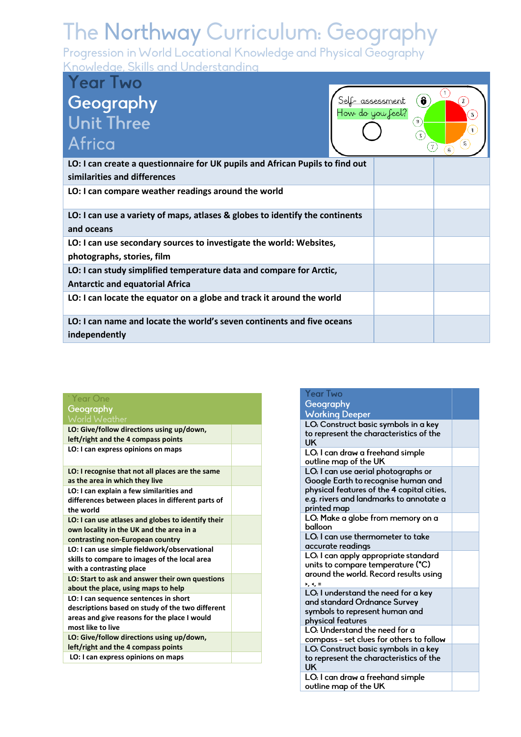# The Northway Curriculum: Geography

Progression in World Locational Knowledge and Physical Geography

Knowledge, Skills and Understanding

| Year Two Geography Unit Three Africa | Self- assessment How do you feel? | |
|---|---|---|
| **LO: I can create a questionnaire for UK pupils and African Pupils to find out similarities and differences** | | |
| **LO: I can compare weather readings around the world** | | |
| **LO: I can use a variety of maps, atlases & globes to identify the continents and oceans** | | |
| **LO: I can use secondary sources to investigate the world: Websites, photographs, stories, film** | | |
| **LO: I can study simplified temperature data and compare for Arctic, Antarctic and equatorial Africa** | | |
| **LO: I can locate the equator on a globe and track it around the world** | | |
| **LO: I can name and locate the world's seven continents and five oceans independently** | | |

| Year One Geography World Weather | |
|---|---|
| **LO: Give/follow directions using up/down, left/right and the 4 compass points** | |
| **LO: I can express opinions on maps** | |
| **LO: I recognise that not all places are the same as the area in which they live** | |
| **LO: I can explain a few similarities and differences between places in different parts of the world** | |
| **LO: I can use atlases and globes to identify their own locality in the UK and the area in a contrasting non-European country** | |
| **LO: I can use simple fieldwork/observational skills to compare to images of the local area with a contrasting place** | |
| **LO: Start to ask and answer their own questions about the place, using maps to help** | |
| **LO: I can sequence sentences in short descriptions based on study of the two different areas and give reasons for the place I would most like to live** | |
| **LO: Give/follow directions using up/down, left/right and the 4 compass points** | |
| **LO: I can express opinions on maps** | |

| Year Two Geography Working Deeper | |
|---|---|
| LO: Construct basic symbols in a key to represent the characteristics of the UK | |
| LO: I can draw a freehand simple outline map of the UK | |
| LO: I can use aerial photographs or Google Earth to recognise human and physical features of the 4 capital cities, e.g. rivers and landmarks to annotate a printed map | |
| LO: Make a globe from memory on a balloon | |
| LO: I can use thermometer to take accurate readings | |
| LO: I can apply appropriate standard units to compare temperature (°C) around the world. Record results using >, <, = | |
| LO: I understand the need for a key and standard Ordnance Survey symbols to represent human and physical features | |
| LO: Understand the need for a compass – set clues for others to follow | |
| LO: Construct basic symbols in a key to represent the characteristics of the UK | |
| LO: I can draw a freehand simple outline map of the UK | |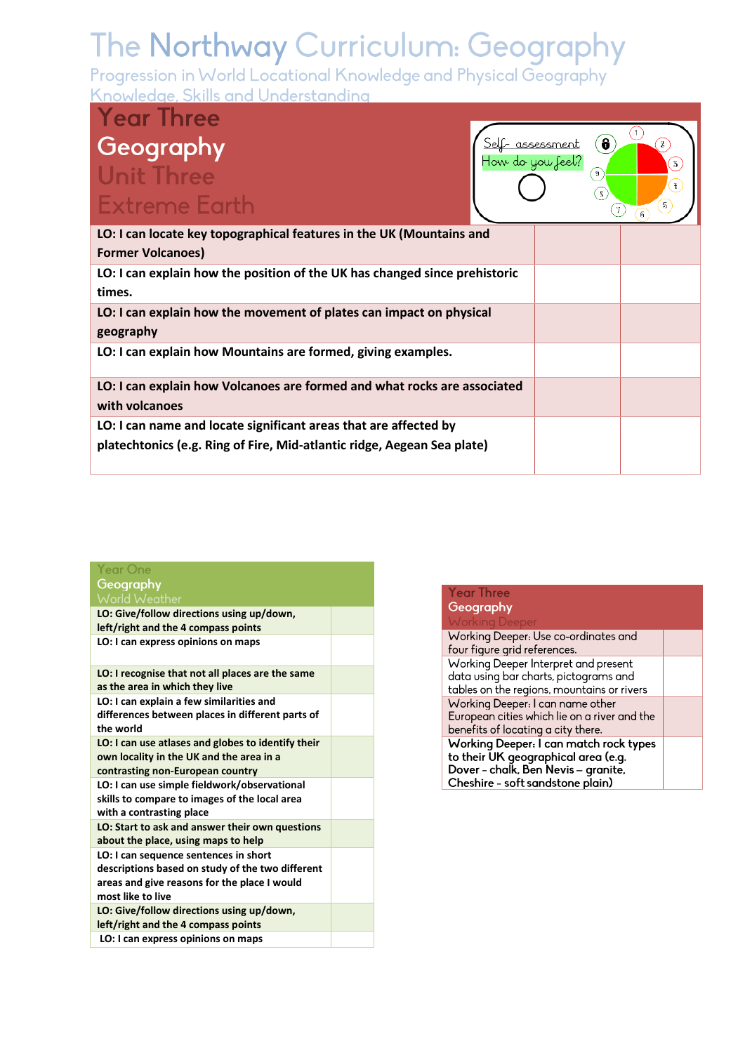# The Northway Curriculum: Geography

Progression in World Locational Knowledge and Physical Geography

Knowledge, Skills and Understanding

## Year Three Geography Unit Three Extreme Earth

Self- assessment

How do you feel?

| LO | | |
|---|---|---|
| LO: I can locate key topographical features in the UK (Mountains and Former Volcanoes) | | |
| LO: I can explain how the position of the UK has changed since prehistoric times. | | |
| LO: I can explain how the movement of plates can impact on physical geography | | |
| LO: I can explain how Mountains are formed, giving examples. | | |
| LO: I can explain how Volcanoes are formed and what rocks are associated with volcanoes | | |
| LO: I can name and locate significant areas that are affected by platechtonics (e.g. Ring of Fire, Mid-atlantic ridge, Aegean Sea plate) | | |

| Year One Geography World Weather | |
|---|---|
| **LO: Give/follow directions using up/down, left/right and the 4 compass points** | |
| **LO: I can express opinions on maps** | |
| **LO: I recognise that not all places are the same as the area in which they live** | |
| **LO: I can explain a few similarities and differences between places in different parts of the world** | |
| **LO: I can use atlases and globes to identify their own locality in the UK and the area in a contrasting non-European country** | |
| **LO: I can use simple fieldwork/observational skills to compare to images of the local area with a contrasting place** | |
| **LO: Start to ask and answer their own questions about the place, using maps to help** | |
| **LO: I can sequence sentences in short descriptions based on study of the two different areas and give reasons for the place I would most like to live** | |
| **LO: Give/follow directions using up/down, left/right and the 4 compass points** | |
| **LO: I can express opinions on maps** | |

| Year Three Geography Working Deeper | |
|---|---|
| Working Deeper: Use co-ordinates and four figure grid references. | |
| Working Deeper Interpret and present data using bar charts, pictograms and tables on the regions, mountains or rivers | |
| Working Deeper: I can name other European cities which lie on a river and the benefits of locating a city there. | |
| Working Deeper: I can match rock types to their UK geographical area (e.g. Dover – chalk, Ben Nevis – granite, Cheshire – soft sandstone plain) | |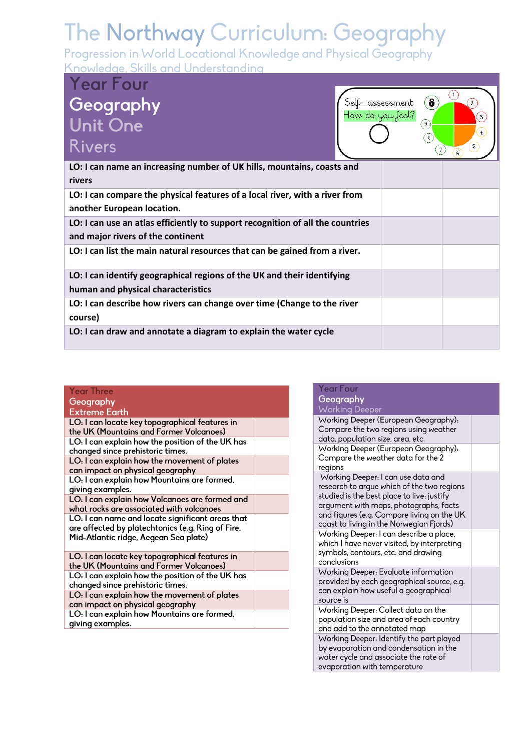# The Northway Curriculum: Geography

Progression in World Locational Knowledge and Physical Geography

Knowledge, Skills and Understanding

## Year Four Geography Unit One Rivers

Self- assessment
How do you feel?

| LO | | |
|---|---|---|
| LO: I can name an increasing number of UK hills, mountains, coasts and rivers | | |
| LO: I can compare the physical features of a local river, with a river from another European location. | | |
| LO: I can use an atlas efficiently to support recognition of all the countries and major rivers of the continent | | |
| LO: I can list the main natural resources that can be gained from a river. | | |
| LO: I can identify geographical regions of the UK and their identifying human and physical characteristics | | |
| LO: I can describe how rivers can change over time (Change to the river course) | | |
| LO: I can draw and annotate a diagram to explain the water cycle | | |

| Year Three Geography Extreme Earth | |
|---|---|
| LO: I can locate key topographical features in the UK (Mountains and Former Volcanoes) | |
| LO: I can explain how the position of the UK has changed since prehistoric times. | |
| LO: I can explain how the movement of plates can impact on physical geography | |
| LO: I can explain how Mountains are formed, giving examples. | |
| LO: I can explain how Volcanoes are formed and what rocks are associated with volcanoes | |
| LO: I can name and locate significant areas that are affected by platechtonics (e.g. Ring of Fire, Mid-Atlantic ridge, Aegean Sea plate) | |
| LO: I can locate key topographical features in the UK (Mountains and Former Volcanoes) | |
| LO: I can explain how the position of the UK has changed since prehistoric times. | |
| LO: I can explain how the movement of plates can impact on physical geography | |
| LO: I can explain how Mountains are formed, giving examples. | |

| Year Four Geography Working Deeper | |
|---|---|
| Working Deeper (European Geography): Compare the two regions using weather data, population size, area, etc. | |
| Working Deeper (European Geography): Compare the weather data for the 2 regions | |
| Working Deeper: I can use data and research to argue which of the two regions studied is the best place to live; justify argument with maps, photographs, facts and figures (e.g. Compare living on the UK coast to living in the Norwegian Fjords) | |
| Working Deeper: I can describe a place, which I have never visited, by interpreting symbols, contours, etc. and drawing conclusions | |
| Working Deeper: Evaluate information provided by each geographical source, e.g. can explain how useful a geographical source is | |
| Working Deeper: Collect data on the population size and area of each country and add to the annotated map | |
| Working Deeper: Identify the part played by evaporation and condensation in the water cycle and associate the rate of evaporation with temperature | |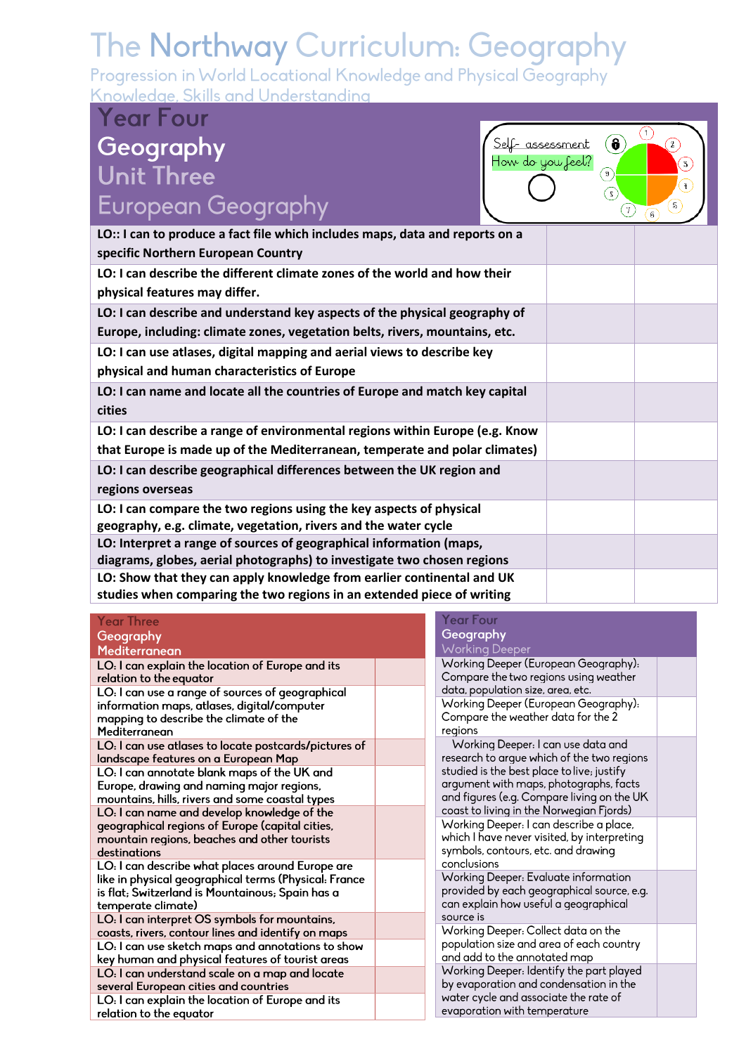# The Northway Curriculum: Geography

Progression in World Locational Knowledge and Physical Geography

Knowledge, Skills and Understanding

## Year Four
## Geography
## Unit Three
## European Geography

Self- assessment
How do you feel?

| | | |
|---|---|---|
| **LO:: I can to produce a fact file which includes maps, data and reports on a specific Northern European Country** | | |
| **LO: I can describe the different climate zones of the world and how their physical features may differ.** | | |
| **LO: I can describe and understand key aspects of the physical geography of Europe, including: climate zones, vegetation belts, rivers, mountains, etc.** | | |
| **LO: I can use atlases, digital mapping and aerial views to describe key physical and human characteristics of Europe** | | |
| **LO: I can name and locate all the countries of Europe and match key capital cities** | | |
| **LO: I can describe a range of environmental regions within Europe (e.g. Know that Europe is made up of the Mediterranean, temperate and polar climates)** | | |
| **LO: I can describe geographical differences between the UK region and regions overseas** | | |
| **LO: I can compare the two regions using the key aspects of physical geography, e.g. climate, vegetation, rivers and the water cycle** | | |
| **LO: Interpret a range of sources of geographical information (maps, diagrams, globes, aerial photographs) to investigate two chosen regions** | | |
| **LO: Show that they can apply knowledge from earlier continental and UK studies when comparing the two regions in an extended piece of writing** | | |

| Year Three Geography Mediterranean | |
|---|---|
| LO: I can explain the location of Europe and its relation to the equator | |
| LO: I can use of a range of sources of geographical information maps, atlases, digital/computer mapping to describe the climate of the Mediterranean | |
| LO: I can use atlases to locate postcards/pictures of landscape features on a European Map | |
| LO: I can annotate blank maps of the UK and Europe, drawing and naming major regions, mountains, hills, rivers and some coastal types | |
| LO: I can name and develop knowledge of the geographical regions of Europe (capital cities, mountain regions, beaches and other tourists destinations | |
| LO: I can describe what places around Europe are like in physical geographical terms (Physical: France is flat; Switzerland is Mountainous; Spain has a temperate climate) | |
| LO: I can interpret OS symbols for mountains, coasts, rivers, contour lines and identify on maps | |
| LO: I can use sketch maps and annotations to show key human and physical features of tourist areas | |
| LO: I can understand scale on a map and locate several European cities and countries | |
| LO: I can explain the location of Europe and its relation to the equator | |

| Year Four Geography Working Deeper | |
|---|---|
| Working Deeper (European Geography): Compare the two regions using weather data, population size, area, etc. | |
| Working Deeper (European Geography): Compare the weather data for the 2 regions | |
| Working Deeper: I can use data and research to argue which of the two regions studied is the best place to live; justify argument with maps, photographs, facts and figures (e.g. Compare living on the UK coast to living in the Norwegian Fjords) | |
| Working Deeper: I can describe a place, which I have never visited, by interpreting symbols, contours, etc. and drawing conclusions | |
| Working Deeper: Evaluate information provided by each geographical source, e.g. can explain how useful a geographical source is | |
| Working Deeper: Collect data on the population size and area of each country and add to the annotated map | |
| Working Deeper: Identify the part played by evaporation and condensation in the water cycle and associate the rate of evaporation with temperature | |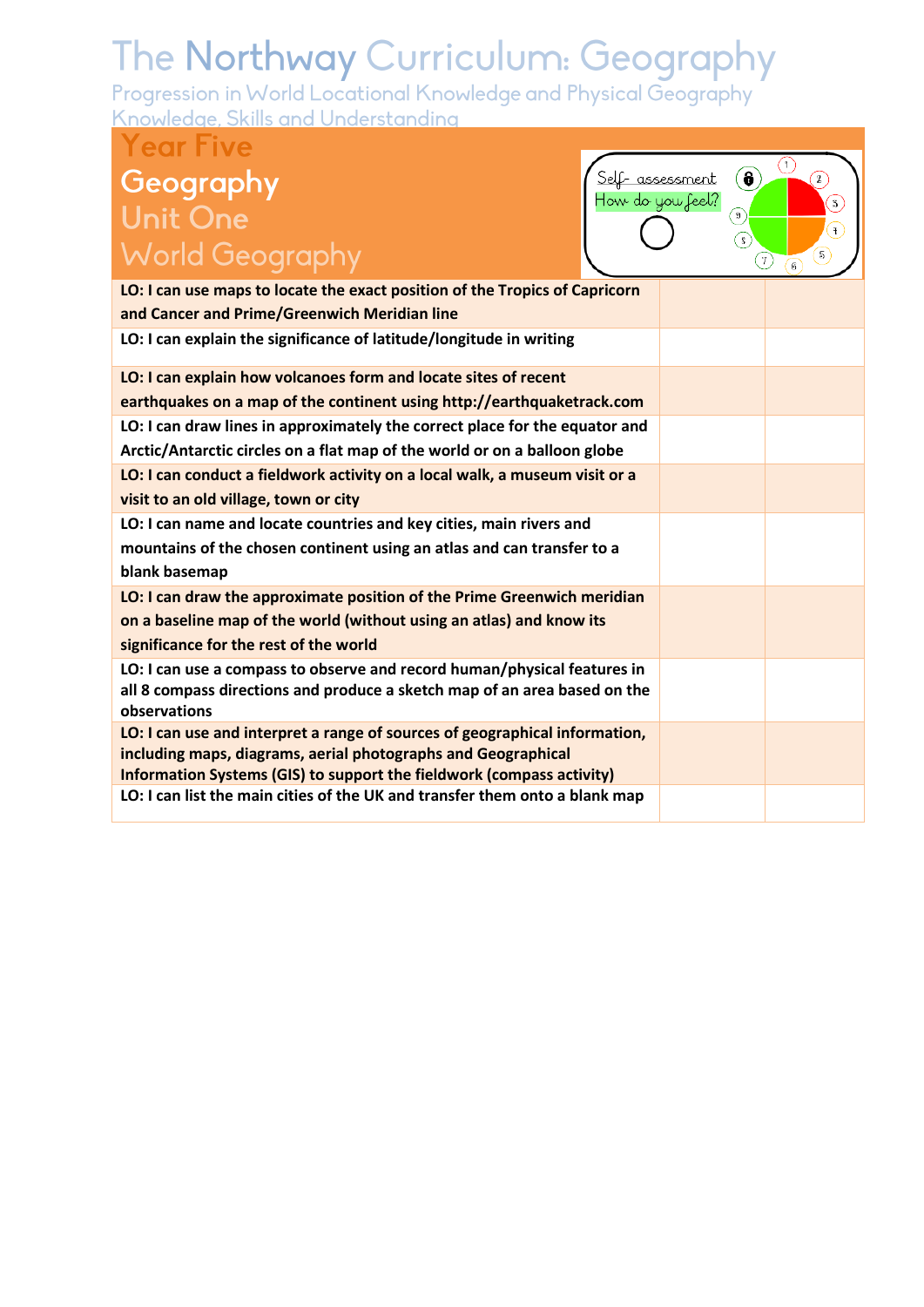# The Northway Curriculum: Geography

Progression in World Locational Knowledge and Physical Geography
Knowledge, Skills and Understanding

## Year Five
## Geography
## Unit One
## World Geography

Self- assessment
How do you feel?

| | | |
|---|---|---|
| **LO: I can use maps to locate the exact position of the Tropics of Capricorn and Cancer and Prime/Greenwich Meridian line** | | |
| **LO: I can explain the significance of latitude/longitude in writing** | | |
| **LO: I can explain how volcanoes form and locate sites of recent earthquakes on a map of the continent using http://earthquaketrack.com** | | |
| **LO: I can draw lines in approximately the correct place for the equator and Arctic/Antarctic circles on a flat map of the world or on a balloon globe** | | |
| **LO: I can conduct a fieldwork activity on a local walk, a museum visit or a visit to an old village, town or city** | | |
| **LO: I can name and locate countries and key cities, main rivers and mountains of the chosen continent using an atlas and can transfer to a blank basemap** | | |
| **LO: I can draw the approximate position of the Prime Greenwich meridian on a baseline map of the world (without using an atlas) and know its significance for the rest of the world** | | |
| **LO: I can use a compass to observe and record human/physical features in all 8 compass directions and produce a sketch map of an area based on the observations** | | |
| **LO: I can use and interpret a range of sources of geographical information, including maps, diagrams, aerial photographs and Geographical Information Systems (GIS) to support the fieldwork (compass activity)** | | |
| **LO: I can list the main cities of the UK and transfer them onto a blank map** | | |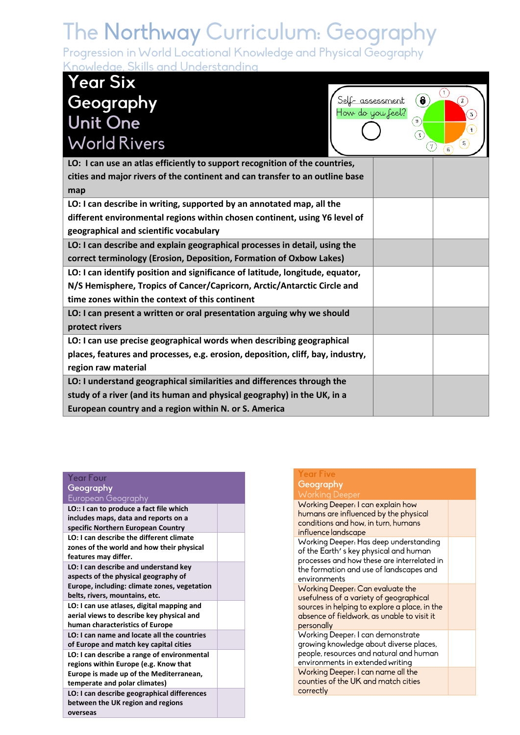# The Northway Curriculum: Geography

Progression in World Locational Knowledge and Physical Geography

Knowledge, Skills and Understanding

| Year Six Geography Unit One World Rivers | Self- assessment How do you feel? | |
|---|---|---|
| **LO: I can use an atlas efficiently to support recognition of the countries, cities and major rivers of the continent and can transfer to an outline base map** | | |
| **LO: I can describe in writing, supported by an annotated map, all the different environmental regions within chosen continent, using Y6 level of geographical and scientific vocabulary** | | |
| **LO: I can describe and explain geographical processes in detail, using the correct terminology (Erosion, Deposition, Formation of Oxbow Lakes)** | | |
| **LO: I can identify position and significance of latitude, longitude, equator, N/S Hemisphere, Tropics of Cancer/Capricorn, Arctic/Antarctic Circle and time zones within the context of this continent** | | |
| **LO: I can present a written or oral presentation arguing why we should protect rivers** | | |
| **LO: I can use precise geographical words when describing geographical places, features and processes, e.g. erosion, deposition, cliff, bay, industry, region raw material** | | |
| **LO: I understand geographical similarities and differences through the study of a river (and its human and physical geography) in the UK, in a European country and a region within N. or S. America** | | |

| Year Four Geography European Geography | |
|---|---|
| **LO:: I can to produce a fact file which includes maps, data and reports on a specific Northern European Country** | |
| **LO: I can describe the different climate zones of the world and how their physical features may differ.** | |
| **LO: I can describe and understand key aspects of the physical geography of Europe, including: climate zones, vegetation belts, rivers, mountains, etc.** | |
| **LO: I can use atlases, digital mapping and aerial views to describe key physical and human characteristics of Europe** | |
| **LO: I can name and locate all the countries of Europe and match key capital cities** | |
| **LO: I can describe a range of environmental regions within Europe (e.g. Know that Europe is made up of the Mediterranean, temperate and polar climates)** | |
| **LO: I can describe geographical differences between the UK region and regions overseas** | |

| Year Five Geography Working Deeper | |
|---|---|
| Working Deeper: I can explain how humans are influenced by the physical conditions and how, in turn, humans influence landscape | |
| Working Deeper: Has deep understanding of the Earth' s key physical and human processes and how these are interrelated in the formation and use of landscapes and environments | |
| Working Deeper: Can evaluate the usefulness of a variety of geographical sources in helping to explore a place, in the absence of fieldwork, as unable to visit it personally | |
| Working Deeper: I can demonstrate growing knowledge about diverse places, people, resources and natural and human environments in extended writing | |
| Working Deeper: I can name all the counties of the UK and match cities correctly | |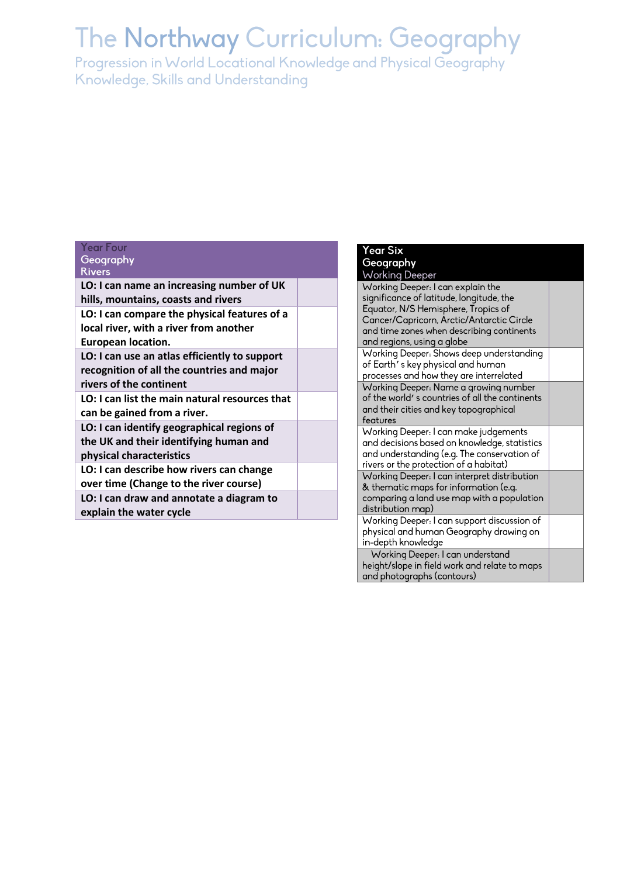# The Northway Curriculum: Geography

Progression in World Locational Knowledge and Physical Geography
Knowledge, Skills and Understanding

| Year Four<br>Geography<br>Rivers | |
|---|---|
| **LO: I can name an increasing number of UK hills, mountains, coasts and rivers** | |
| **LO: I can compare the physical features of a local river, with a river from another European location.** | |
| **LO: I can use an atlas efficiently to support recognition of all the countries and major rivers of the continent** | |
| **LO: I can list the main natural resources that can be gained from a river.** | |
| **LO: I can identify geographical regions of the UK and their identifying human and physical characteristics** | |
| **LO: I can describe how rivers can change over time (Change to the river course)** | |
| **LO: I can draw and annotate a diagram to explain the water cycle** | |

| Year Six<br>Geography<br>Working Deeper | |
|---|---|
| Working Deeper: I can explain the significance of latitude, longitude, the Equator, N/S Hemisphere, Tropics of Cancer/Capricorn, Arctic/Antarctic Circle and time zones when describing continents and regions, using a globe | |
| Working Deeper: Shows deep understanding of Earth's key physical and human processes and how they are interrelated | |
| Working Deeper: Name a growing number of the world's countries of all the continents and their cities and key topographical features | |
| Working Deeper: I can make judgements and decisions based on knowledge, statistics and understanding (e.g. The conservation of rivers or the protection of a habitat) | |
| Working Deeper: I can interpret distribution & thematic maps for information (e.g. comparing a land use map with a population distribution map) | |
| Working Deeper: I can support discussion of physical and human Geography drawing on in-depth knowledge | |
| Working Deeper: I can understand height/slope in field work and relate to maps and photographs (contours) | |